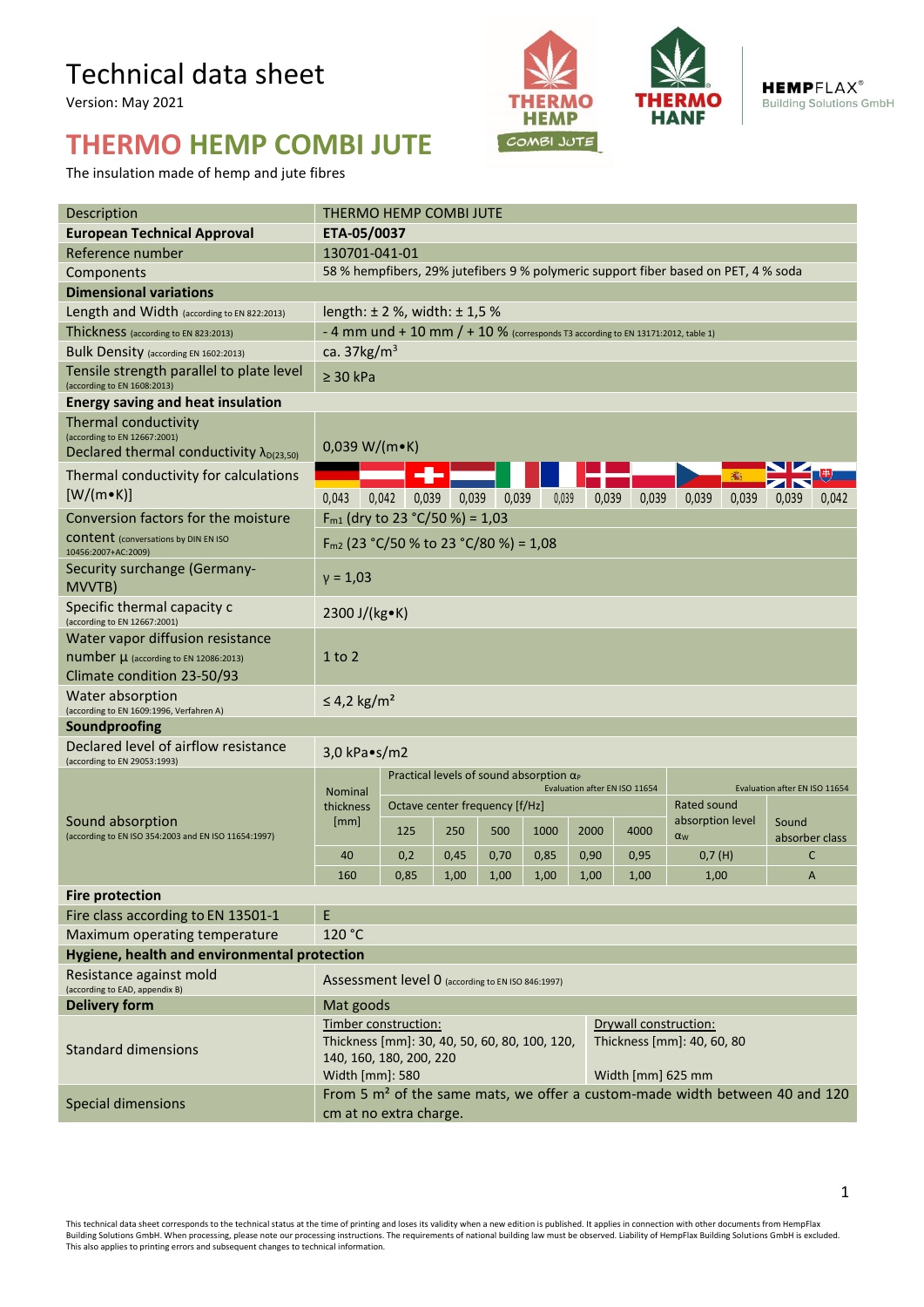# Technical data sheet

Version: May 2021

## THERMO HEMP COMBI JUTE

The insulation made of hemp and jute fibres

| Description | THERMO HEMP COMBI JUTE | | | | | | | | | | | |
|---|---|---|---|---|---|---|---|---|---|---|---|---|
| **European Technical Approval** | **ETA-05/0037** | | | | | | | | | | | |
| Reference number | 130701-041-01 | | | | | | | | | | | |
| Components | 58 % hempfibers, 29% jutefibers 9 % polymeric support fiber based on PET, 4 % soda | | | | | | | | | | | |
| **Dimensional variations** | | | | | | | | | | | | |
| Length and Width (according to EN 822:2013) | length: ± 2 %, width: ± 1,5 % | | | | | | | | | | | |
| Thickness (according to EN 823:2013) | - 4 mm und + 10 mm / + 10 % (corresponds T3 according to EN 13171:2012, table 1) | | | | | | | | | | | |
| Bulk Density (according EN 1602:2013) | ca. 37kg/m³ | | | | | | | | | | | |
| Tensile strength parallel to plate level (according to EN 1608:2013) | ≥ 30 kPa | | | | | | | | | | | |
| **Energy saving and heat insulation** | | | | | | | | | | | | |
| Thermal conductivity (according to EN 12667:2001) Declared thermal conductivity $\lambda_{D(23,50)}$ | 0,039 W/(m•K) | | | | | | | | | | | |
| Thermal conductivity for calculations [W/(m•K)] | 0,043 | 0,042 | 0,039 | 0,039 | 0,039 | 0,039 | 0,039 | 0,039 | 0,039 | 0,039 | 0,039 | 0,042 |
| Conversion factors for the moisture content (conversations by DIN EN ISO 10456:2007+AC:2009) | $F_{m1}$ (dry to 23 °C/50 %) = 1,03 | | | | | | | | | | | |
| | $F_{m2}$ (23 °C/50 % to 23 °C/80 %) = 1,08 | | | | | | | | | | | |
| Security surchange (Germany-MVVTB) | γ = 1,03 | | | | | | | | | | | |
| Specific thermal capacity c (according to EN 12667:2001) | 2300 J/(kg•K) | | | | | | | | | | | |
| Water vapor diffusion resistance number μ (according to EN 12086:2013) Climate condition 23-50/93 | 1 to 2 | | | | | | | | | | | |
| Water absorption (according to EN 1609:1996, Verfahren A) | ≤ 4,2 kg/m² | | | | | | | | | | | |
| **Soundproofing** | | | | | | | | | | | | |
| Declared level of airflow resistance (according to EN 29053:1993) | 3,0 kPa•s/m2 | | | | | | | | | | | |

Sound absorption (according to EN ISO 354:2003 and EN ISO 11654:1997)

| Nominal thickness [mm] | Practical levels of sound absorption $\alpha_P$ (Evaluation after EN ISO 11654) | | | | | | Evaluation after EN ISO 11654 | |
|---|---|---|---|---|---|---|---|---|
| | Octave center frequency [f/Hz] | | | | | | Rated sound absorption level $\alpha_W$ | Sound absorber class |
| | 125 | 250 | 500 | 1000 | 2000 | 4000 | | |
| 40 | 0,2 | 0,45 | 0,70 | 0,85 | 0,90 | 0,95 | 0,7 (H) | C |
| 160 | 0,85 | 1,00 | 1,00 | 1,00 | 1,00 | 1,00 | 1,00 | A |

| **Fire protection** | |
|---|---|
| Fire class according to EN 13501-1 | E |
| Maximum operating temperature | 120 °C |
| **Hygiene, health and environmental protection** | |
| Resistance against mold (according to EAD, appendix B) | Assessment level 0 (according to EN ISO 846:1997) |
| **Delivery form** | Mat goods |
| Standard dimensions | Timber construction: Thickness [mm]: 30, 40, 50, 60, 80, 100, 120, 140, 160, 180, 200, 220; Width [mm]: 580 — Drywall construction: Thickness [mm]: 40, 60, 80; Width [mm] 625 mm |
| Special dimensions | From 5 m² of the same mats, we offer a custom-made width between 40 and 120 cm at no extra charge. |

This technical data sheet corresponds to the technical status at the time of printing and loses its validity when a new edition is published. It applies in connection with other documents from HempFlax Building Solutions GmbH. When processing, please note our processing instructions. The requirements of national building law must be observed. Liability of HempFlax Building Solutions GmbH is excluded. This also applies to printing errors and subsequent changes to technical information.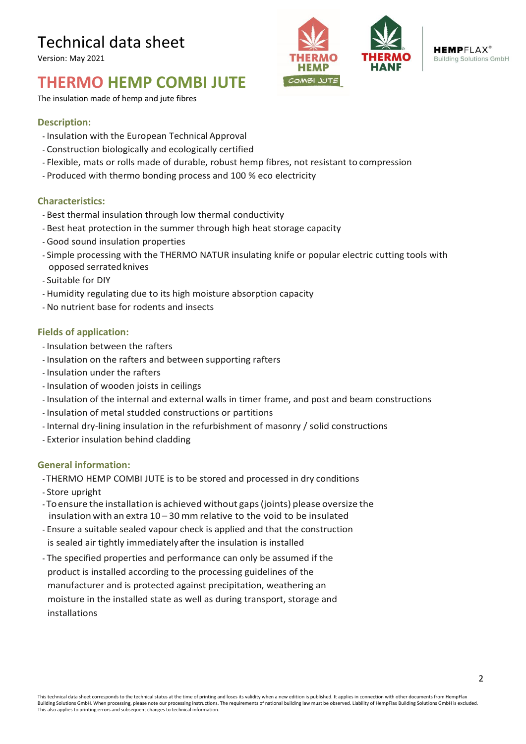# Technical data sheet

Version: May 2021

## THERMO HEMP COMBI JUTE

The insulation made of hemp and jute fibres

### Description:

- Insulation with the European Technical Approval
- Construction biologically and ecologically certified
- Flexible, mats or rolls made of durable, robust hemp fibres, not resistant to compression
- Produced with thermo bonding process and 100 % eco electricity

### Characteristics:

- Best thermal insulation through low thermal conductivity
- Best heat protection in the summer through high heat storage capacity
- Good sound insulation properties
- Simple processing with the THERMO NATUR insulating knife or popular electric cutting tools with opposed serrated knives
- Suitable for DIY
- Humidity regulating due to its high moisture absorption capacity
- No nutrient base for rodents and insects

### Fields of application:

- Insulation between the rafters
- Insulation on the rafters and between supporting rafters
- Insulation under the rafters
- Insulation of wooden joists in ceilings
- Insulation of the internal and external walls in timer frame, and post and beam constructions
- Insulation of metal studded constructions or partitions
- Internal dry-lining insulation in the refurbishment of masonry / solid constructions
- Exterior insulation behind cladding

### General information:

- THERMO HEMP COMBI JUTE is to be stored and processed in dry conditions
- Store upright
- To ensure the installation is achieved without gaps (joints) please oversize the insulation with an extra 10 – 30 mm relative to the void to be insulated
- Ensure a suitable sealed vapour check is applied and that the construction is sealed air tightly immediately after the insulation is installed
- The specified properties and performance can only be assumed if the product is installed according to the processing guidelines of the manufacturer and is protected against precipitation, weathering an moisture in the installed state as well as during transport, storage and installations

This technical data sheet corresponds to the technical status at the time of printing and loses its validity when a new edition is published. It applies in connection with other documents from HempFlax Building Solutions GmbH. When processing, please note our processing instructions. The requirements of national building law must be observed. Liability of HempFlax Building Solutions GmbH is excluded. This also applies to printing errors and subsequent changes to technical information.